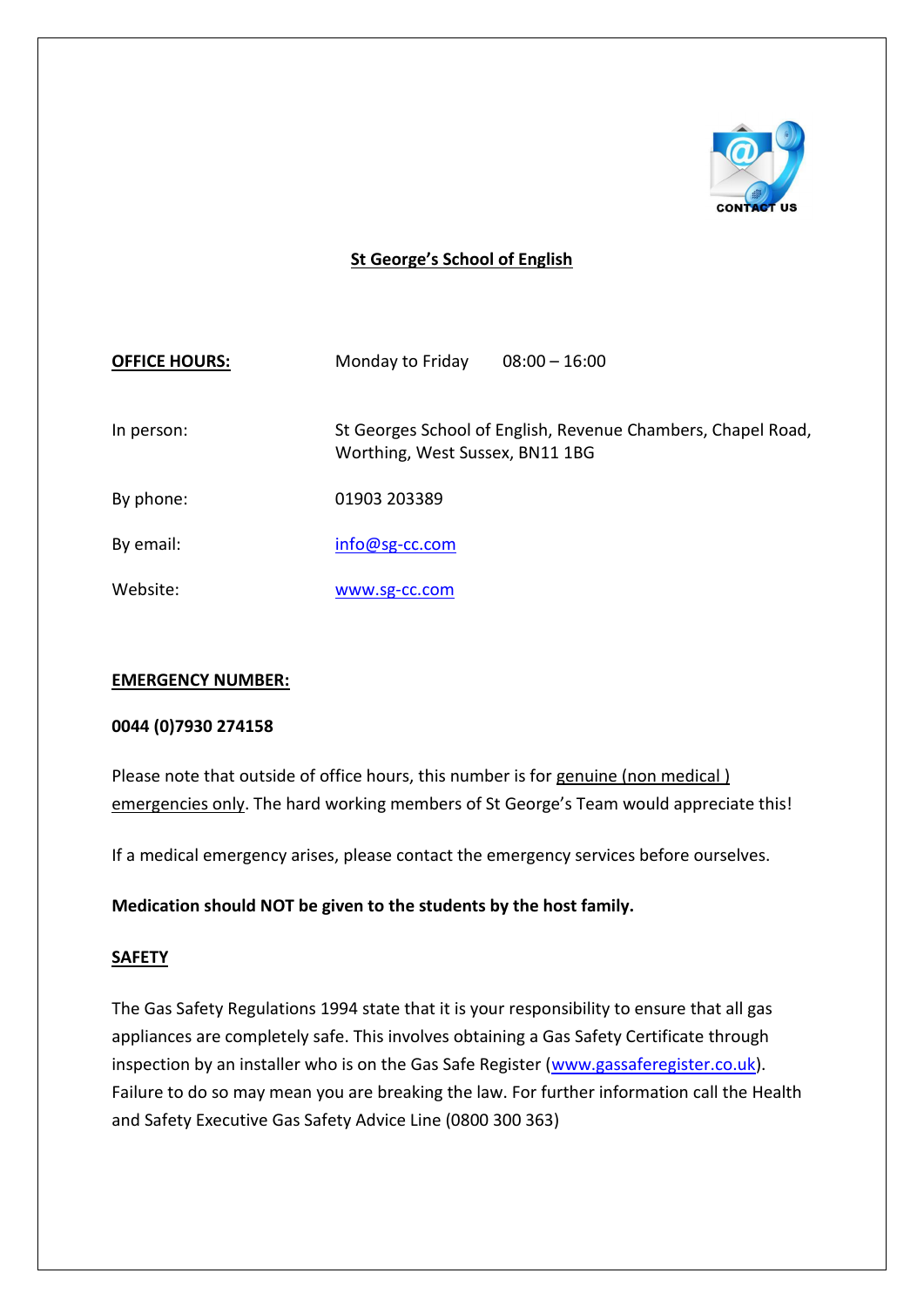# St George's School of English

| | | |
|---|---|---|
| **OFFICE HOURS:** | Monday to Friday | 08:00 – 16:00 |
| In person: | St Georges School of English, Revenue Chambers, Chapel Road, Worthing, West Sussex, BN11 1BG | |
| By phone: | 01903 203389 | |
| By email: | info@sg-cc.com | |
| Website: | www.sg-cc.com | |

## EMERGENCY NUMBER:

**0044 (0)7930 274158**

Please note that outside of office hours, this number is for genuine (non medical ) emergencies only. The hard working members of St George's Team would appreciate this!

If a medical emergency arises, please contact the emergency services before ourselves.

**Medication should NOT be given to the students by the host family.**

## SAFETY

The Gas Safety Regulations 1994 state that it is your responsibility to ensure that all gas appliances are completely safe. This involves obtaining a Gas Safety Certificate through inspection by an installer who is on the Gas Safe Register (www.gassaferegister.co.uk). Failure to do so may mean you are breaking the law. For further information call the Health and Safety Executive Gas Safety Advice Line (0800 300 363)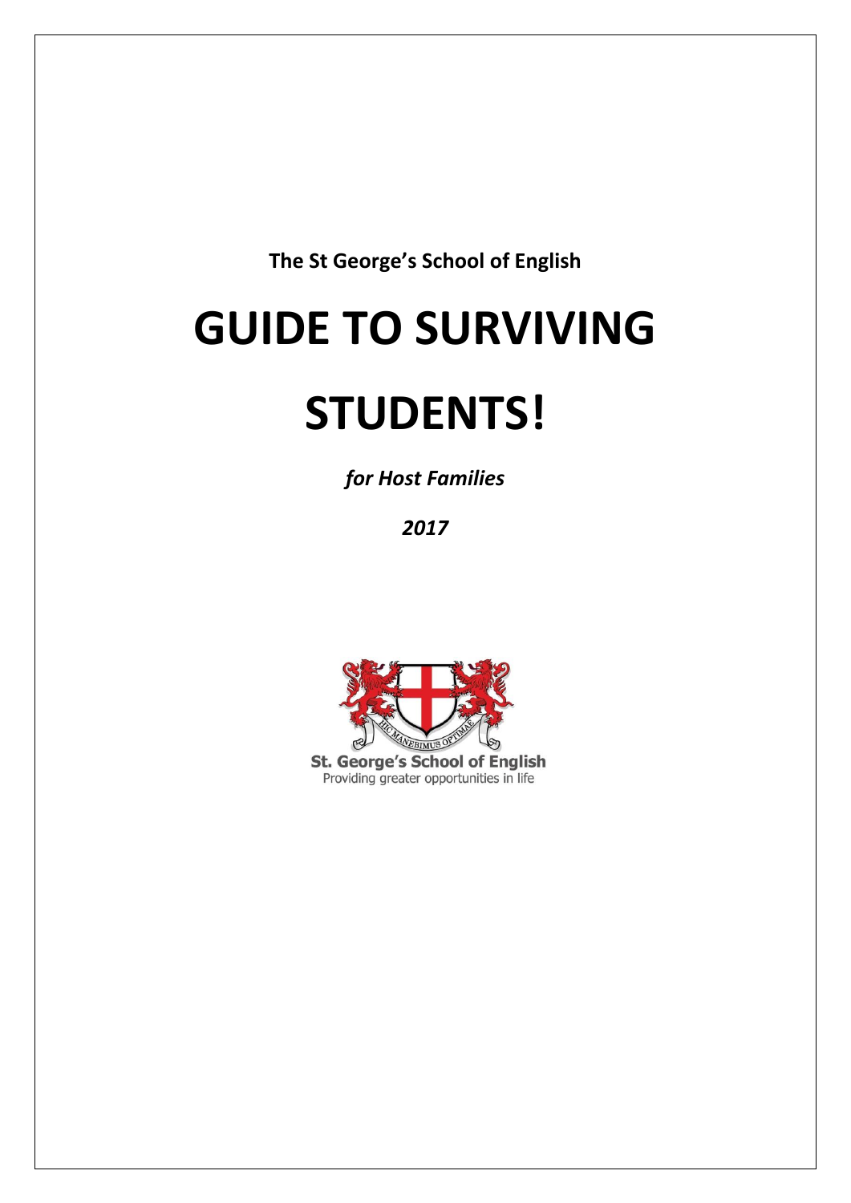**The St George's School of English**

# GUIDE TO SURVIVING STUDENTS!

***for Host Families***

***2017***

**St. George's School of English**

Providing greater opportunities in life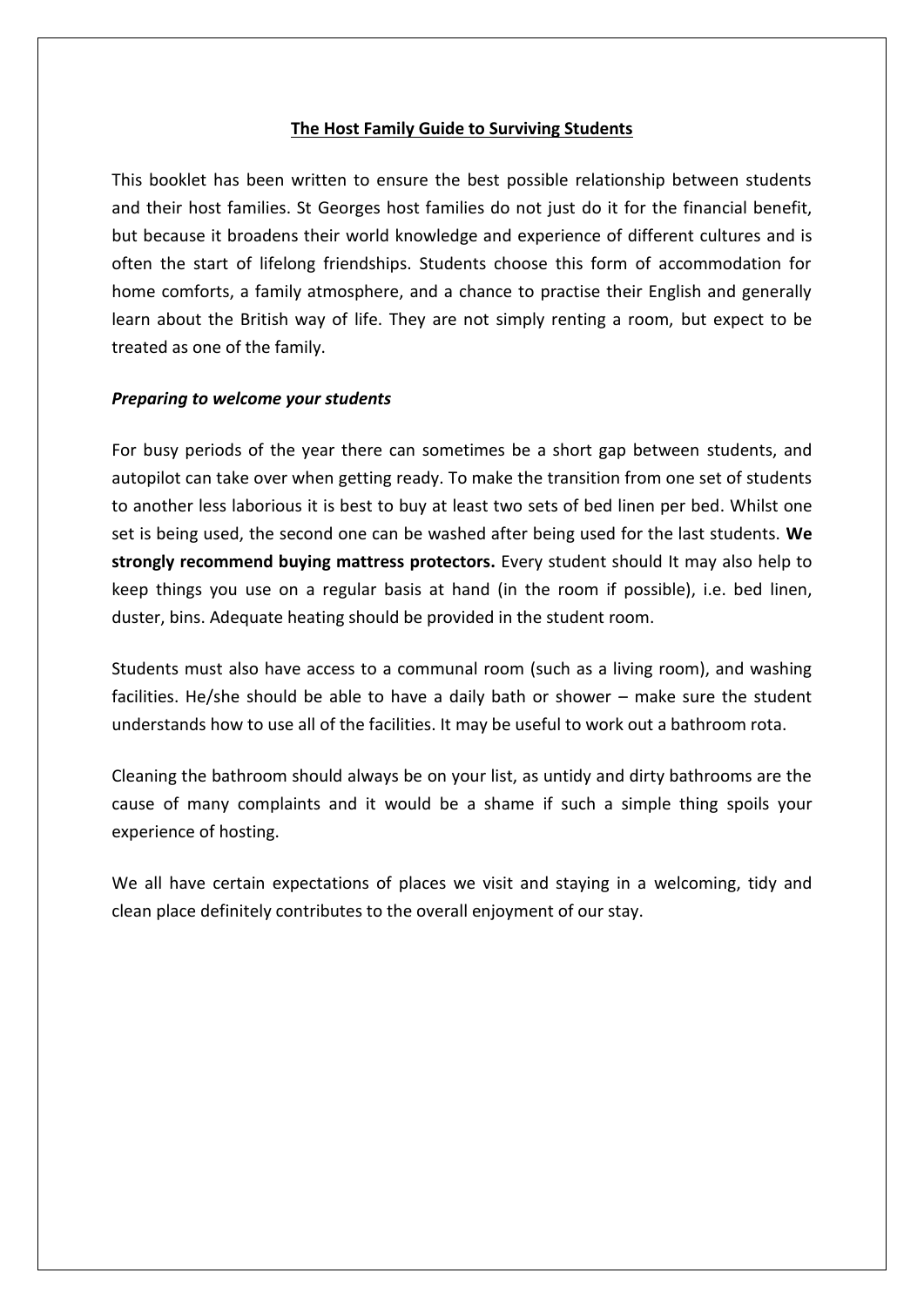# The Host Family Guide to Surviving Students

This booklet has been written to ensure the best possible relationship between students and their host families. St Georges host families do not just do it for the financial benefit, but because it broadens their world knowledge and experience of different cultures and is often the start of lifelong friendships. Students choose this form of accommodation for home comforts, a family atmosphere, and a chance to practise their English and generally learn about the British way of life. They are not simply renting a room, but expect to be treated as one of the family.

### *Preparing to welcome your students*

For busy periods of the year there can sometimes be a short gap between students, and autopilot can take over when getting ready. To make the transition from one set of students to another less laborious it is best to buy at least two sets of bed linen per bed. Whilst one set is being used, the second one can be washed after being used for the last students. **We strongly recommend buying mattress protectors.** Every student should It may also help to keep things you use on a regular basis at hand (in the room if possible), i.e. bed linen, duster, bins. Adequate heating should be provided in the student room.

Students must also have access to a communal room (such as a living room), and washing facilities. He/she should be able to have a daily bath or shower – make sure the student understands how to use all of the facilities. It may be useful to work out a bathroom rota.

Cleaning the bathroom should always be on your list, as untidy and dirty bathrooms are the cause of many complaints and it would be a shame if such a simple thing spoils your experience of hosting.

We all have certain expectations of places we visit and staying in a welcoming, tidy and clean place definitely contributes to the overall enjoyment of our stay.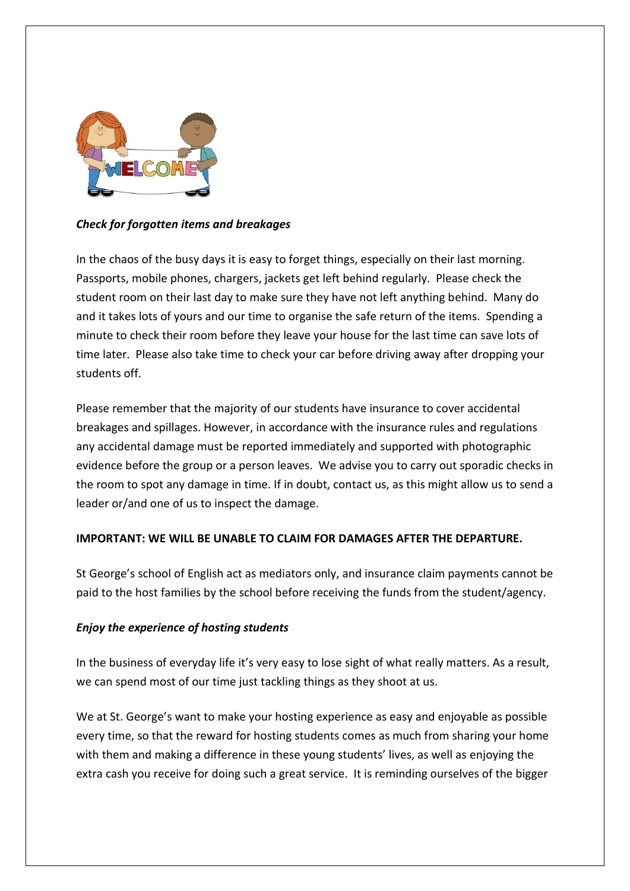***Check for forgotten items and breakages***

In the chaos of the busy days it is easy to forget things, especially on their last morning. Passports, mobile phones, chargers, jackets get left behind regularly. Please check the student room on their last day to make sure they have not left anything behind. Many do and it takes lots of yours and our time to organise the safe return of the items. Spending a minute to check their room before they leave your house for the last time can save lots of time later. Please also take time to check your car before driving away after dropping your students off.

Please remember that the majority of our students have insurance to cover accidental breakages and spillages. However, in accordance with the insurance rules and regulations any accidental damage must be reported immediately and supported with photographic evidence before the group or a person leaves. We advise you to carry out sporadic checks in the room to spot any damage in time. If in doubt, contact us, as this might allow us to send a leader or/and one of us to inspect the damage.

**IMPORTANT: WE WILL BE UNABLE TO CLAIM FOR DAMAGES AFTER THE DEPARTURE.**

St George's school of English act as mediators only, and insurance claim payments cannot be paid to the host families by the school before receiving the funds from the student/agency.

***Enjoy the experience of hosting students***

In the business of everyday life it's very easy to lose sight of what really matters. As a result, we can spend most of our time just tackling things as they shoot at us.

We at St. George's want to make your hosting experience as easy and enjoyable as possible every time, so that the reward for hosting students comes as much from sharing your home with them and making a difference in these young students' lives, as well as enjoying the extra cash you receive for doing such a great service. It is reminding ourselves of the bigger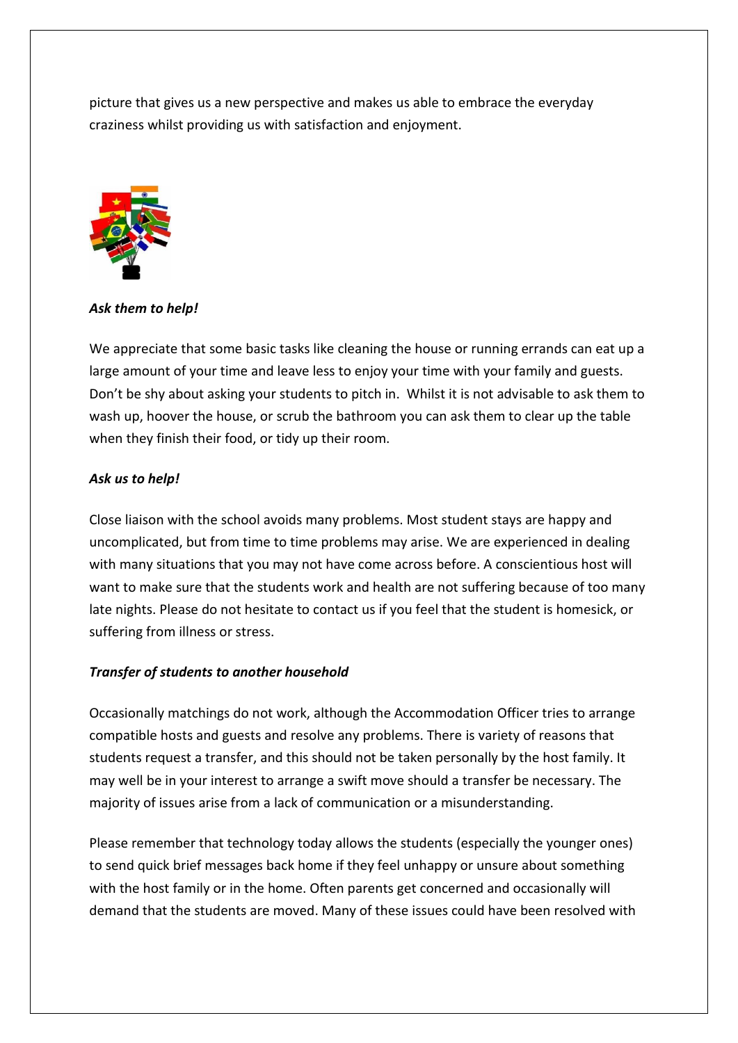picture that gives us a new perspective and makes us able to embrace the everyday craziness whilst providing us with satisfaction and enjoyment.

***Ask them to help!***

We appreciate that some basic tasks like cleaning the house or running errands can eat up a large amount of your time and leave less to enjoy your time with your family and guests. Don't be shy about asking your students to pitch in. Whilst it is not advisable to ask them to wash up, hoover the house, or scrub the bathroom you can ask them to clear up the table when they finish their food, or tidy up their room.

***Ask us to help!***

Close liaison with the school avoids many problems. Most student stays are happy and uncomplicated, but from time to time problems may arise. We are experienced in dealing with many situations that you may not have come across before. A conscientious host will want to make sure that the students work and health are not suffering because of too many late nights. Please do not hesitate to contact us if you feel that the student is homesick, or suffering from illness or stress.

***Transfer of students to another household***

Occasionally matchings do not work, although the Accommodation Officer tries to arrange compatible hosts and guests and resolve any problems. There is variety of reasons that students request a transfer, and this should not be taken personally by the host family. It may well be in your interest to arrange a swift move should a transfer be necessary. The majority of issues arise from a lack of communication or a misunderstanding.

Please remember that technology today allows the students (especially the younger ones) to send quick brief messages back home if they feel unhappy or unsure about something with the host family or in the home. Often parents get concerned and occasionally will demand that the students are moved. Many of these issues could have been resolved with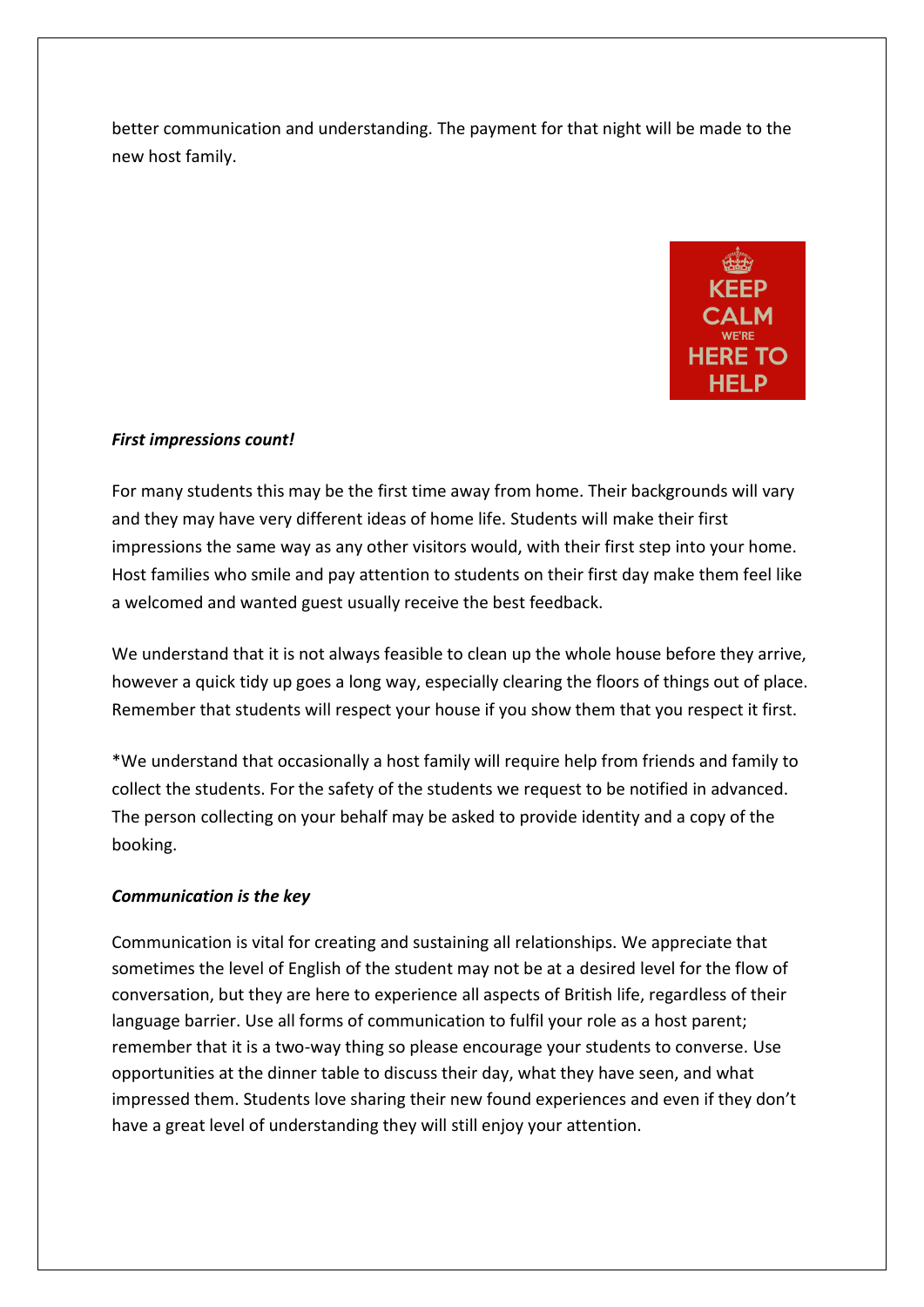better communication and understanding. The payment for that night will be made to the new host family.

KEEP CALM WE'RE HERE TO HELP

***First impressions count!***

For many students this may be the first time away from home. Their backgrounds will vary and they may have very different ideas of home life. Students will make their first impressions the same way as any other visitors would, with their first step into your home. Host families who smile and pay attention to students on their first day make them feel like a welcomed and wanted guest usually receive the best feedback.

We understand that it is not always feasible to clean up the whole house before they arrive, however a quick tidy up goes a long way, especially clearing the floors of things out of place. Remember that students will respect your house if you show them that you respect it first.

*We understand that occasionally a host family will require help from friends and family to collect the students. For the safety of the students we request to be notified in advanced. The person collecting on your behalf may be asked to provide identity and a copy of the booking.

***Communication is the key***

Communication is vital for creating and sustaining all relationships. We appreciate that sometimes the level of English of the student may not be at a desired level for the flow of conversation, but they are here to experience all aspects of British life, regardless of their language barrier. Use all forms of communication to fulfil your role as a host parent; remember that it is a two-way thing so please encourage your students to converse. Use opportunities at the dinner table to discuss their day, what they have seen, and what impressed them. Students love sharing their new found experiences and even if they don't have a great level of understanding they will still enjoy your attention.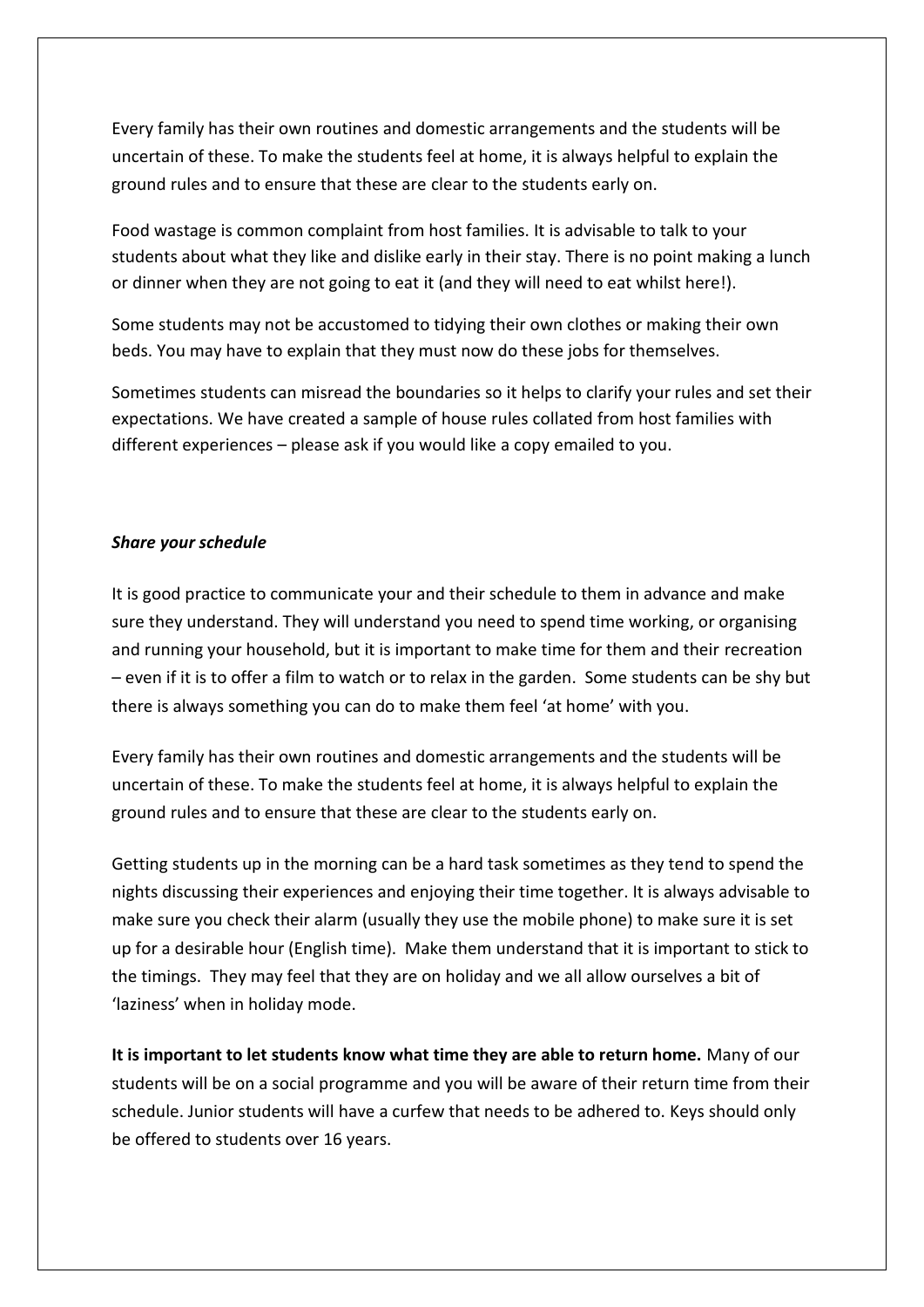Every family has their own routines and domestic arrangements and the students will be uncertain of these. To make the students feel at home, it is always helpful to explain the ground rules and to ensure that these are clear to the students early on.

Food wastage is common complaint from host families. It is advisable to talk to your students about what they like and dislike early in their stay. There is no point making a lunch or dinner when they are not going to eat it (and they will need to eat whilst here!).

Some students may not be accustomed to tidying their own clothes or making their own beds. You may have to explain that they must now do these jobs for themselves.

Sometimes students can misread the boundaries so it helps to clarify your rules and set their expectations. We have created a sample of house rules collated from host families with different experiences – please ask if you would like a copy emailed to you.

***Share your schedule***

It is good practice to communicate your and their schedule to them in advance and make sure they understand. They will understand you need to spend time working, or organising and running your household, but it is important to make time for them and their recreation – even if it is to offer a film to watch or to relax in the garden. Some students can be shy but there is always something you can do to make them feel 'at home' with you.

Every family has their own routines and domestic arrangements and the students will be uncertain of these. To make the students feel at home, it is always helpful to explain the ground rules and to ensure that these are clear to the students early on.

Getting students up in the morning can be a hard task sometimes as they tend to spend the nights discussing their experiences and enjoying their time together. It is always advisable to make sure you check their alarm (usually they use the mobile phone) to make sure it is set up for a desirable hour (English time). Make them understand that it is important to stick to the timings. They may feel that they are on holiday and we all allow ourselves a bit of 'laziness' when in holiday mode.

**It is important to let students know what time they are able to return home.** Many of our students will be on a social programme and you will be aware of their return time from their schedule. Junior students will have a curfew that needs to be adhered to. Keys should only be offered to students over 16 years.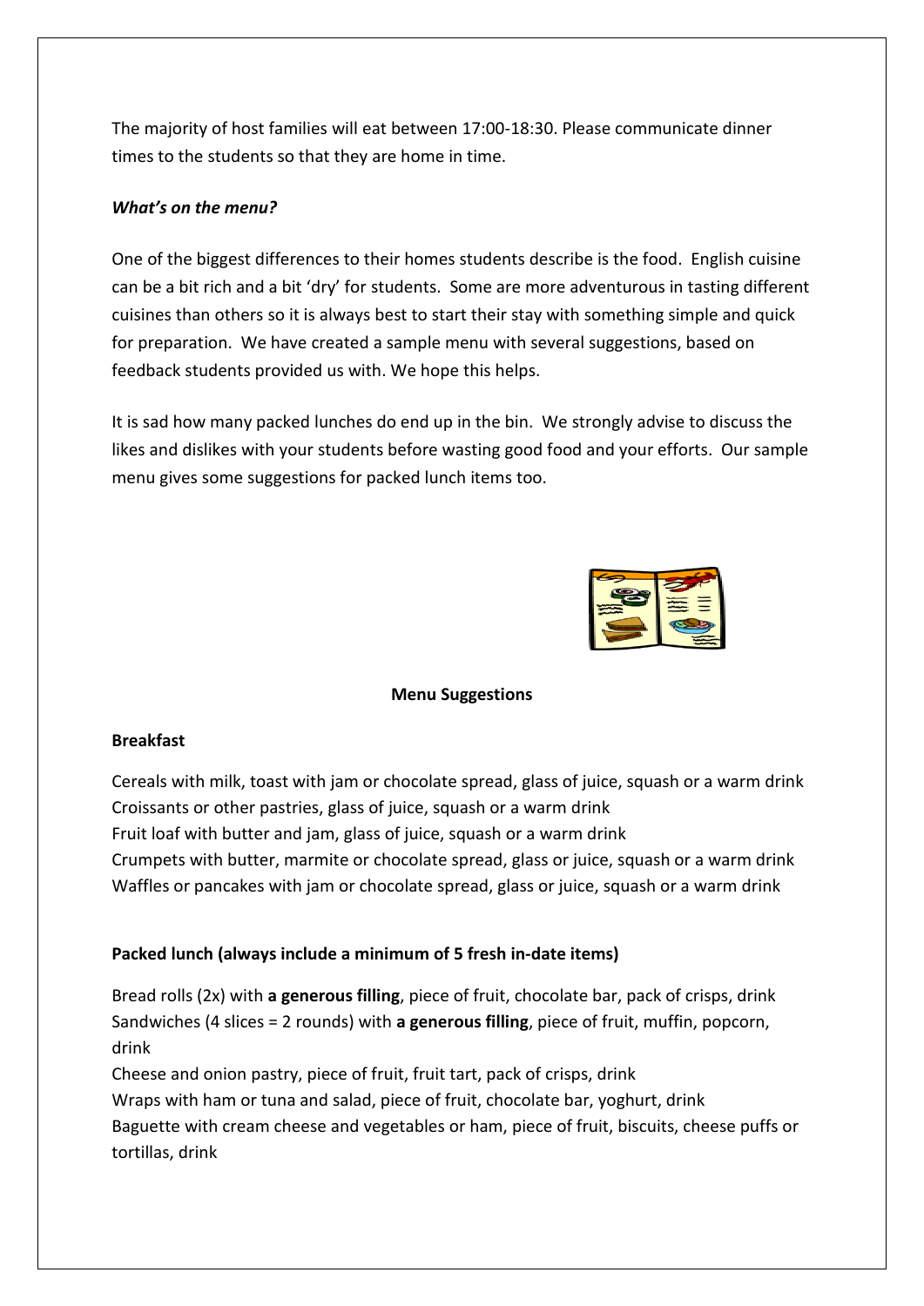The majority of host families will eat between 17:00-18:30. Please communicate dinner times to the students so that they are home in time.

***What's on the menu?***

One of the biggest differences to their homes students describe is the food. English cuisine can be a bit rich and a bit 'dry' for students. Some are more adventurous in tasting different cuisines than others so it is always best to start their stay with something simple and quick for preparation. We have created a sample menu with several suggestions, based on feedback students provided us with. We hope this helps.

It is sad how many packed lunches do end up in the bin. We strongly advise to discuss the likes and dislikes with your students before wasting good food and your efforts. Our sample menu gives some suggestions for packed lunch items too.

**Menu Suggestions**

**Breakfast**

Cereals with milk, toast with jam or chocolate spread, glass of juice, squash or a warm drink
Croissants or other pastries, glass of juice, squash or a warm drink
Fruit loaf with butter and jam, glass of juice, squash or a warm drink
Crumpets with butter, marmite or chocolate spread, glass or juice, squash or a warm drink
Waffles or pancakes with jam or chocolate spread, glass or juice, squash or a warm drink

**Packed lunch (always include a minimum of 5 fresh in-date items)**

Bread rolls (2x) with **a generous filling**, piece of fruit, chocolate bar, pack of crisps, drink
Sandwiches (4 slices = 2 rounds) with **a generous filling**, piece of fruit, muffin, popcorn, drink
Cheese and onion pastry, piece of fruit, fruit tart, pack of crisps, drink
Wraps with ham or tuna and salad, piece of fruit, chocolate bar, yoghurt, drink
Baguette with cream cheese and vegetables or ham, piece of fruit, biscuits, cheese puffs or tortillas, drink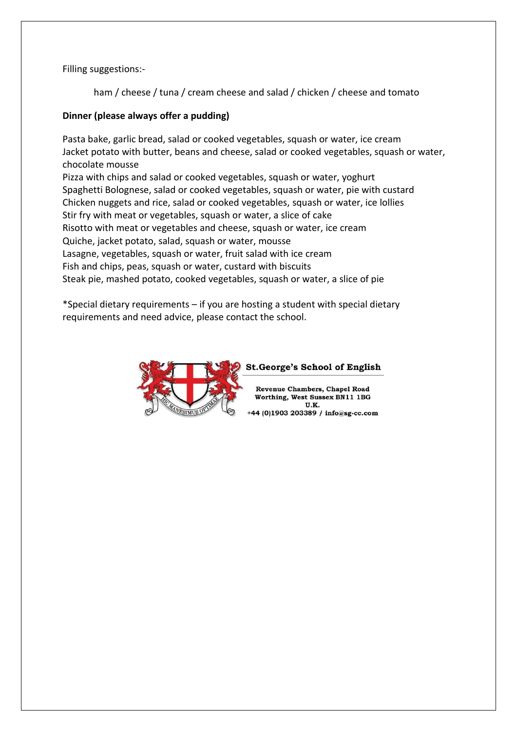Filling suggestions:-

ham / cheese / tuna / cream cheese and salad / chicken / cheese and tomato

**Dinner (please always offer a pudding)**

Pasta bake, garlic bread, salad or cooked vegetables, squash or water, ice cream
Jacket potato with butter, beans and cheese, salad or cooked vegetables, squash or water, chocolate mousse
Pizza with chips and salad or cooked vegetables, squash or water, yoghurt
Spaghetti Bolognese, salad or cooked vegetables, squash or water, pie with custard
Chicken nuggets and rice, salad or cooked vegetables, squash or water, ice lollies
Stir fry with meat or vegetables, squash or water, a slice of cake
Risotto with meat or vegetables and cheese, squash or water, ice cream
Quiche, jacket potato, salad, squash or water, mousse
Lasagne, vegetables, squash or water, fruit salad with ice cream
Fish and chips, peas, squash or water, custard with biscuits
Steak pie, mashed potato, cooked vegetables, squash or water, a slice of pie

*Special dietary requirements – if you are hosting a student with special dietary requirements and need advice, please contact the school.

**St.George's School of English**

Revenue Chambers, Chapel Road
Worthing, West Sussex BN11 1BG
U.K.
+44 (0)1903 203389 / info@sg-cc.com